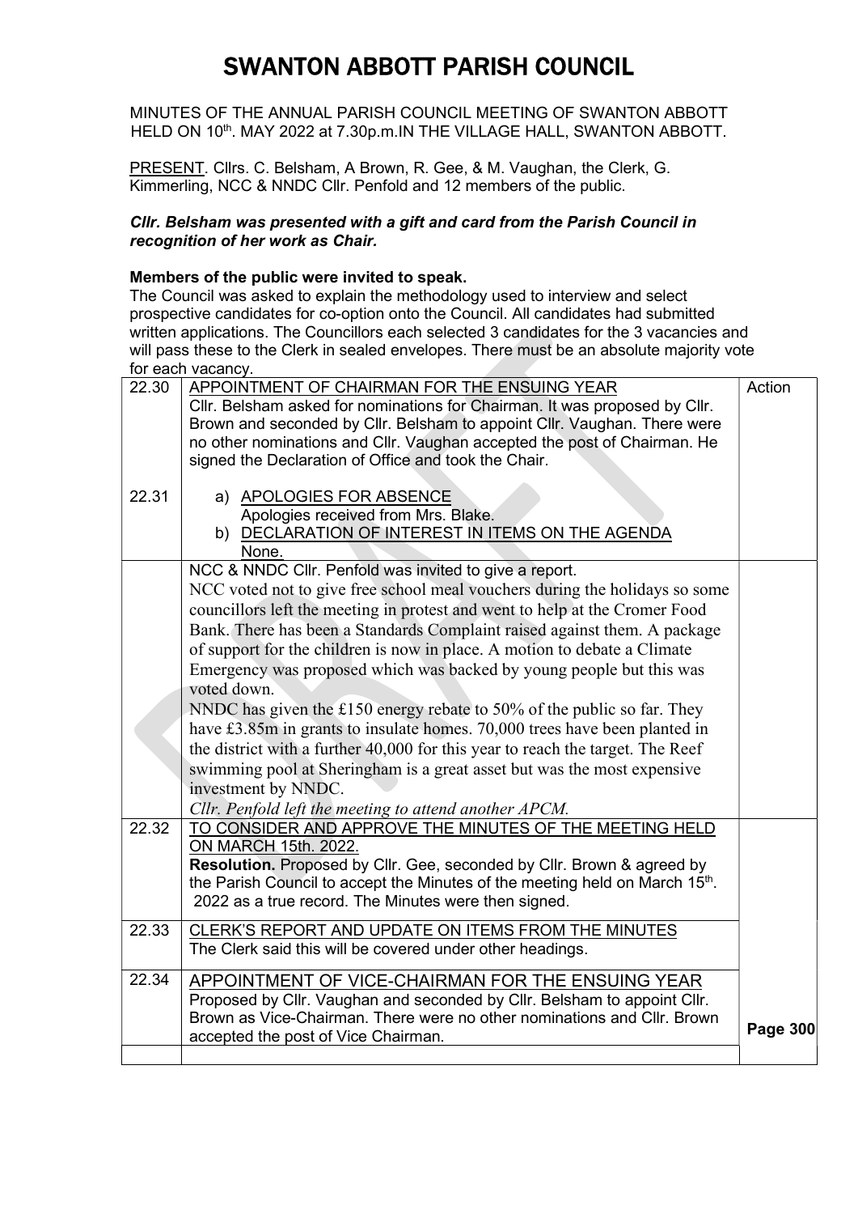# SWANTON ABBOTT PARISH COUNCIL

MINUTES OF THE ANNUAL PARISH COUNCIL MEETING OF SWANTON ABBOTT HELD ON 10th. MAY 2022 at 7.30p.m.IN THE VILLAGE HALL, SWANTON ABBOTT.

PRESENT. Cllrs. C. Belsham, A Brown, R. Gee, & M. Vaughan, the Clerk, G. Kimmerling, NCC & NNDC Cllr. Penfold and 12 members of the public.

***Cllr. Belsham was presented with a gift and card from the Parish Council in recognition of her work as Chair.***

**Members of the public were invited to speak.**

The Council was asked to explain the methodology used to interview and select prospective candidates for co-option onto the Council. All candidates had submitted written applications. The Councillors each selected 3 candidates for the 3 vacancies and will pass these to the Clerk in sealed envelopes. There must be an absolute majority vote for each vacancy.

| | | |
|---|---|---|
| 22.30 | APPOINTMENT OF CHAIRMAN FOR THE ENSUING YEAR<br>Cllr. Belsham asked for nominations for Chairman. It was proposed by Cllr. Brown and seconded by Cllr. Belsham to appoint Cllr. Vaughan. There were no other nominations and Cllr. Vaughan accepted the post of Chairman. He signed the Declaration of Office and took the Chair. | Action |
| 22.31 | a) APOLOGIES FOR ABSENCE<br>Apologies received from Mrs. Blake.<br>b) DECLARATION OF INTEREST IN ITEMS ON THE AGENDA<br>None. | |
| | NCC & NNDC Cllr. Penfold was invited to give a report.<br>NCC voted not to give free school meal vouchers during the holidays so some councillors left the meeting in protest and went to help at the Cromer Food Bank. There has been a Standards Complaint raised against them. A package of support for the children is now in place. A motion to debate a Climate Emergency was proposed which was backed by young people but this was voted down.<br>NNDC has given the £150 energy rebate to 50% of the public so far. They have £3.85m in grants to insulate homes. 70,000 trees have been planted in the district with a further 40,000 for this year to reach the target. The Reef swimming pool at Sheringham is a great asset but was the most expensive investment by NNDC.<br>*Cllr. Penfold left the meeting to attend another APCM.* | |
| 22.32 | TO CONSIDER AND APPROVE THE MINUTES OF THE MEETING HELD ON MARCH 15th. 2022.<br>**Resolution.** Proposed by Cllr. Gee, seconded by Cllr. Brown & agreed by the Parish Council to accept the Minutes of the meeting held on March 15th. 2022 as a true record. The Minutes were then signed. | |
| 22.33 | CLERK'S REPORT AND UPDATE ON ITEMS FROM THE MINUTES<br>The Clerk said this will be covered under other headings. | |
| 22.34 | APPOINTMENT OF VICE-CHAIRMAN FOR THE ENSUING YEAR<br>Proposed by Cllr. Vaughan and seconded by Cllr. Belsham to appoint Cllr. Brown as Vice-Chairman. There were no other nominations and Cllr. Brown accepted the post of Vice Chairman. | **Page 300** |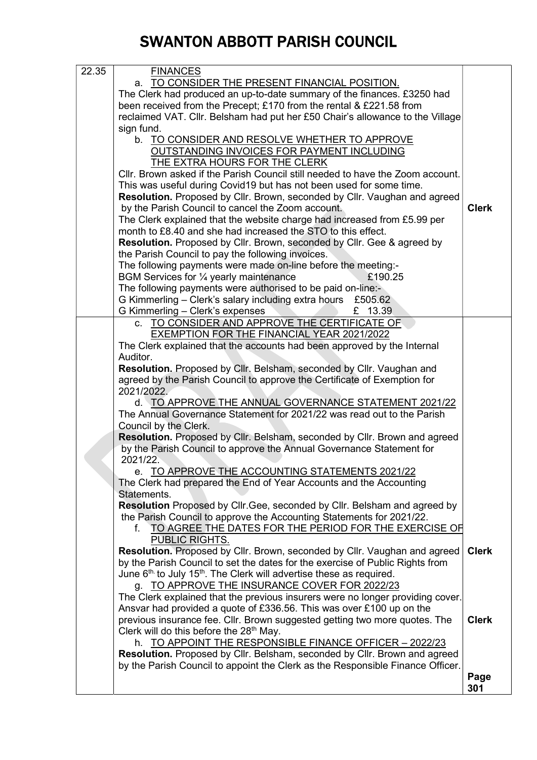# SWANTON ABBOTT PARISH COUNCIL

| | | |
|---|---|---|
| 22.35 | FINANCES<br>a. TO CONSIDER THE PRESENT FINANCIAL POSITION.<br>The Clerk had produced an up-to-date summary of the finances. £3250 had been received from the Precept; £170 from the rental & £221.58 from reclaimed VAT. Cllr. Belsham had put her £50 Chair's allowance to the Village sign fund.<br>b. TO CONSIDER AND RESOLVE WHETHER TO APPROVE OUTSTANDING INVOICES FOR PAYMENT INCLUDING THE EXTRA HOURS FOR THE CLERK<br>Cllr. Brown asked if the Parish Council still needed to have the Zoom account. This was useful during Covid19 but has not been used for some time.<br>**Resolution.** Proposed by Cllr. Brown, seconded by Cllr. Vaughan and agreed by the Parish Council to cancel the Zoom account.<br>The Clerk explained that the website charge had increased from £5.99 per month to £8.40 and she had increased the STO to this effect.<br>**Resolution.** Proposed by Cllr. Brown, seconded by Cllr. Gee & agreed by the Parish Council to pay the following invoices.<br>The following payments were made on-line before the meeting:-<br>BGM Services for ¼ yearly maintenance £190.25<br>The following payments were authorised to be paid on-line:-<br>G Kimmerling – Clerk's salary including extra hours £505.62<br>G Kimmerling – Clerk's expenses £ 13.39 | **Clerk** |
| | c. TO CONSIDER AND APPROVE THE CERTIFICATE OF EXEMPTION FOR THE FINANCIAL YEAR 2021/2022<br>The Clerk explained that the accounts had been approved by the Internal Auditor.<br>**Resolution.** Proposed by Cllr. Belsham, seconded by Cllr. Vaughan and agreed by the Parish Council to approve the Certificate of Exemption for 2021/2022.<br>d. TO APPROVE THE ANNUAL GOVERNANCE STATEMENT 2021/22<br>The Annual Governance Statement for 2021/22 was read out to the Parish Council by the Clerk.<br>**Resolution.** Proposed by Cllr. Belsham, seconded by Cllr. Brown and agreed by the Parish Council to approve the Annual Governance Statement for 2021/22.<br>e. TO APPROVE THE ACCOUNTING STATEMENTS 2021/22<br>The Clerk had prepared the End of Year Accounts and the Accounting Statements.<br>**Resolution** Proposed by Cllr.Gee, seconded by Cllr. Belsham and agreed by the Parish Council to approve the Accounting Statements for 2021/22.<br>f. TO AGREE THE DATES FOR THE PERIOD FOR THE EXERCISE OF PUBLIC RIGHTS.<br>**Resolution.** Proposed by Cllr. Brown, seconded by Cllr. Vaughan and agreed by the Parish Council to set the dates for the exercise of Public Rights from June 6th to July 15th. The Clerk will advertise these as required.<br>g. TO APPROVE THE INSURANCE COVER FOR 2022/23<br>The Clerk explained that the previous insurers were no longer providing cover. Ansvar had provided a quote of £336.56. This was over £100 up on the previous insurance fee. Cllr. Brown suggested getting two more quotes. The Clerk will do this before the 28th May.<br>h. TO APPOINT THE RESPONSIBLE FINANCE OFFICER – 2022/23<br>**Resolution.** Proposed by Cllr. Belsham, seconded by Cllr. Brown and agreed by the Parish Council to appoint the Clerk as the Responsible Finance Officer. | **Clerk**<br><br>**Clerk** |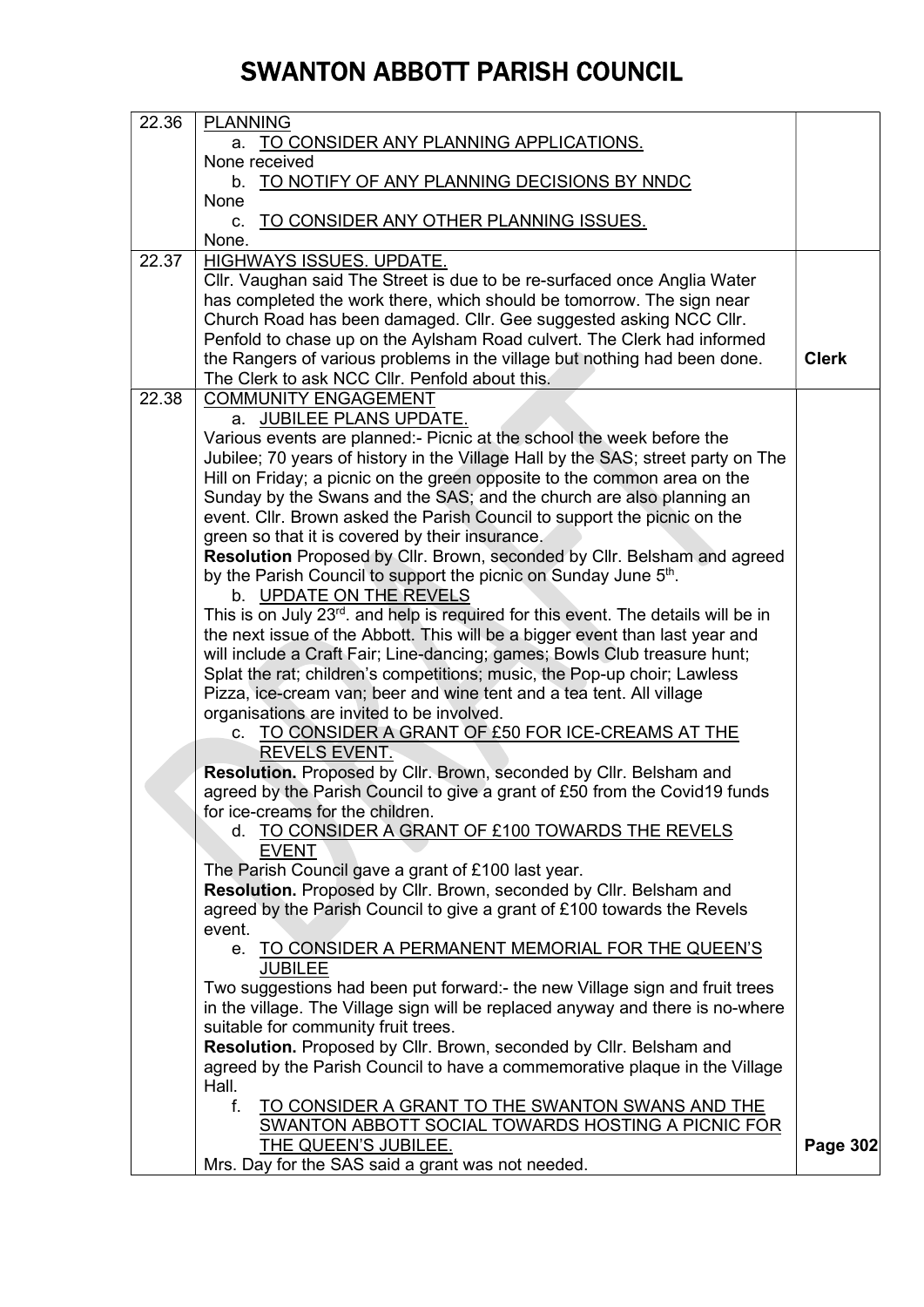# SWANTON ABBOTT PARISH COUNCIL

| | | |
|---|---|---|
| 22.36 | PLANNING<br>a. TO CONSIDER ANY PLANNING APPLICATIONS.<br>None received<br>b. TO NOTIFY OF ANY PLANNING DECISIONS BY NNDC<br>None<br>c. TO CONSIDER ANY OTHER PLANNING ISSUES.<br>None. | |
| 22.37 | HIGHWAYS ISSUES. UPDATE.<br>Cllr. Vaughan said The Street is due to be re-surfaced once Anglia Water has completed the work there, which should be tomorrow. The sign near Church Road has been damaged. Cllr. Gee suggested asking NCC Cllr. Penfold to chase up on the Aylsham Road culvert. The Clerk had informed the Rangers of various problems in the village but nothing had been done. The Clerk to ask NCC Cllr. Penfold about this. | **Clerk** |
| 22.38 | COMMUNITY ENGAGEMENT<br>a. JUBILEE PLANS UPDATE.<br>Various events are planned:- Picnic at the school the week before the Jubilee; 70 years of history in the Village Hall by the SAS; street party on The Hill on Friday; a picnic on the green opposite to the common area on the Sunday by the Swans and the SAS; and the church are also planning an event. Cllr. Brown asked the Parish Council to support the picnic on the green so that it is covered by their insurance.<br>**Resolution** Proposed by Cllr. Brown, seconded by Cllr. Belsham and agreed by the Parish Council to support the picnic on Sunday June 5th.<br>b. UPDATE ON THE REVELS<br>This is on July 23rd. and help is required for this event. The details will be in the next issue of the Abbott. This will be a bigger event than last year and will include a Craft Fair; Line-dancing; games; Bowls Club treasure hunt; Splat the rat; children's competitions; music, the Pop-up choir; Lawless Pizza, ice-cream van; beer and wine tent and a tea tent. All village organisations are invited to be involved.<br>c. TO CONSIDER A GRANT OF £50 FOR ICE-CREAMS AT THE REVELS EVENT.<br>**Resolution.** Proposed by Cllr. Brown, seconded by Cllr. Belsham and agreed by the Parish Council to give a grant of £50 from the Covid19 funds for ice-creams for the children.<br>d. TO CONSIDER A GRANT OF £100 TOWARDS THE REVELS EVENT<br>The Parish Council gave a grant of £100 last year.<br>**Resolution.** Proposed by Cllr. Brown, seconded by Cllr. Belsham and agreed by the Parish Council to give a grant of £100 towards the Revels event.<br>e. TO CONSIDER A PERMANENT MEMORIAL FOR THE QUEEN'S JUBILEE<br>Two suggestions had been put forward:- the new Village sign and fruit trees in the village. The Village sign will be replaced anyway and there is no-where suitable for community fruit trees.<br>**Resolution.** Proposed by Cllr. Brown, seconded by Cllr. Belsham and agreed by the Parish Council to have a commemorative plaque in the Village Hall.<br>f. TO CONSIDER A GRANT TO THE SWANTON SWANS AND THE SWANTON ABBOTT SOCIAL TOWARDS HOSTING A PICNIC FOR THE QUEEN'S JUBILEE.<br>Mrs. Day for the SAS said a grant was not needed. | **Page 302** |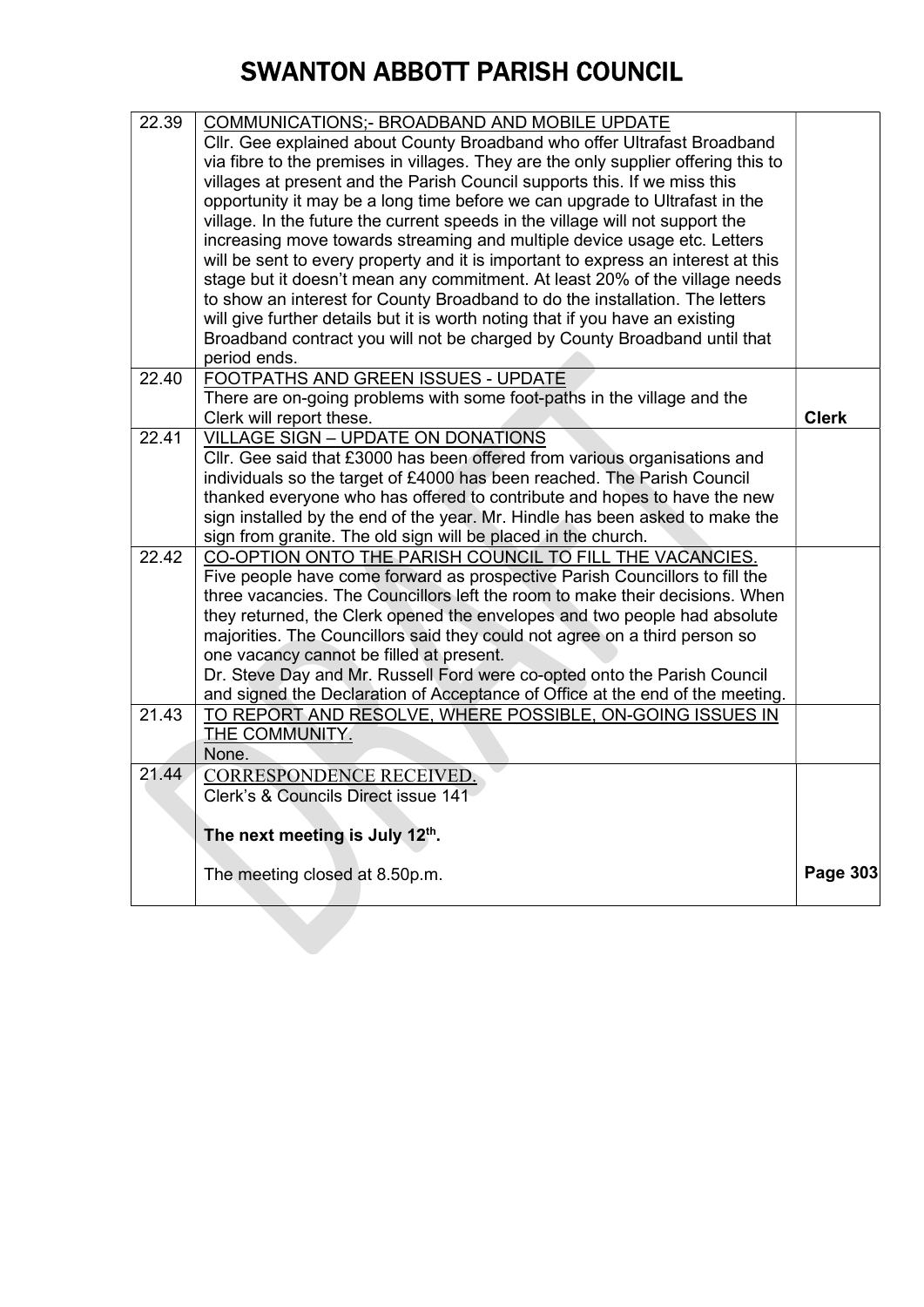# SWANTON ABBOTT PARISH COUNCIL

| | | |
|---|---|---|
| 22.39 | COMMUNICATIONS;- BROADBAND AND MOBILE UPDATE<br>Cllr. Gee explained about County Broadband who offer Ultrafast Broadband via fibre to the premises in villages. They are the only supplier offering this to villages at present and the Parish Council supports this. If we miss this opportunity it may be a long time before we can upgrade to Ultrafast in the village. In the future the current speeds in the village will not support the increasing move towards streaming and multiple device usage etc. Letters will be sent to every property and it is important to express an interest at this stage but it doesn't mean any commitment. At least 20% of the village needs to show an interest for County Broadband to do the installation. The letters will give further details but it is worth noting that if you have an existing Broadband contract you will not be charged by County Broadband until that period ends. | |
| 22.40 | FOOTPATHS AND GREEN ISSUES - UPDATE<br>There are on-going problems with some foot-paths in the village and the Clerk will report these. | **Clerk** |
| 22.41 | VILLAGE SIGN – UPDATE ON DONATIONS<br>Cllr. Gee said that £3000 has been offered from various organisations and individuals so the target of £4000 has been reached. The Parish Council thanked everyone who has offered to contribute and hopes to have the new sign installed by the end of the year. Mr. Hindle has been asked to make the sign from granite. The old sign will be placed in the church. | |
| 22.42 | CO-OPTION ONTO THE PARISH COUNCIL TO FILL THE VACANCIES.<br>Five people have come forward as prospective Parish Councillors to fill the three vacancies. The Councillors left the room to make their decisions. When they returned, the Clerk opened the envelopes and two people had absolute majorities. The Councillors said they could not agree on a third person so one vacancy cannot be filled at present.<br>Dr. Steve Day and Mr. Russell Ford were co-opted onto the Parish Council and signed the Declaration of Acceptance of Office at the end of the meeting. | |
| 21.43 | TO REPORT AND RESOLVE, WHERE POSSIBLE, ON-GOING ISSUES IN THE COMMUNITY.<br>None. | |
| 21.44 | CORRESPONDENCE RECEIVED.<br>Clerk's & Councils Direct issue 141<br><br>**The next meeting is July 12th.**<br><br>The meeting closed at 8.50p.m. | **Page 303** |